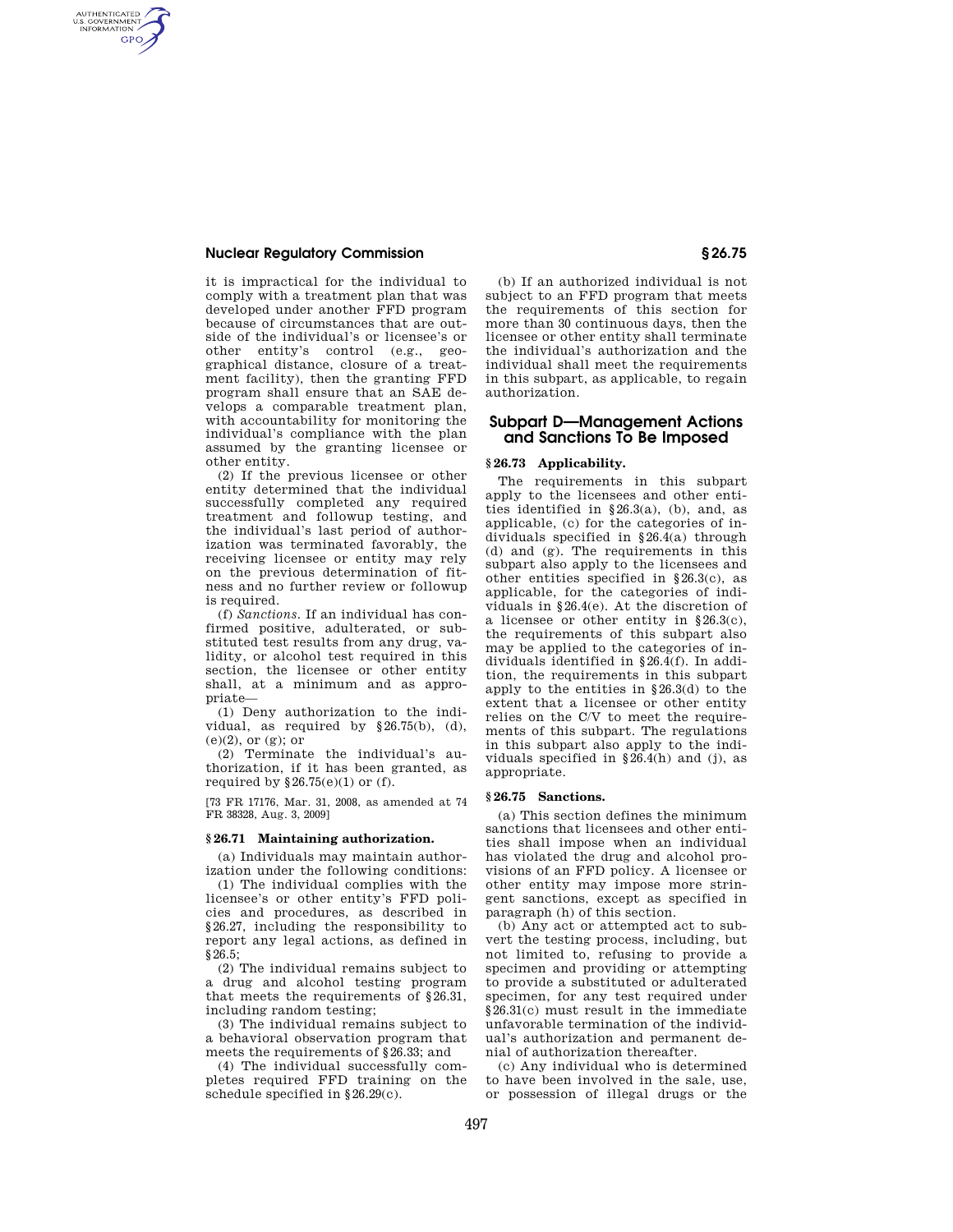it is impractical for the individual to comply with a treatment plan that was developed under another FFD program because of circumstances that are outside of the individual's or licensee's or other entity's control (e.g., geographical distance, closure of a treatment facility), then the granting FFD program shall ensure that an SAE develops a comparable treatment plan, with accountability for monitoring the individual's compliance with the plan assumed by the granting licensee or other entity.

(2) If the previous licensee or other entity determined that the individual successfully completed any required treatment and followup testing, and the individual's last period of authorization was terminated favorably, the receiving licensee or entity may rely on the previous determination of fitness and no further review or followup is required.

(f) *Sanctions.* If an individual has confirmed positive, adulterated, or substituted test results from any drug, validity, or alcohol test required in this section, the licensee or other entity shall, at a minimum and as appropriate—

(1) Deny authorization to the individual, as required by §26.75(b), (d), (e)(2), or (g); or

(2) Terminate the individual's authorization, if it has been granted, as required by §26.75(e)(1) or (f).

[73 FR 17176, Mar. 31, 2008, as amended at 74 FR 38328, Aug. 3, 2009]

### §26.71 Maintaining authorization.

(a) Individuals may maintain authorization under the following conditions:

(1) The individual complies with the licensee's or other entity's FFD policies and procedures, as described in §26.27, including the responsibility to report any legal actions, as defined in §26.5;

(2) The individual remains subject to a drug and alcohol testing program that meets the requirements of §26.31, including random testing;

(3) The individual remains subject to a behavioral observation program that meets the requirements of §26.33; and

(4) The individual successfully completes required FFD training on the schedule specified in §26.29(c).

(b) If an authorized individual is not subject to an FFD program that meets the requirements of this section for more than 30 continuous days, then the licensee or other entity shall terminate the individual's authorization and the individual shall meet the requirements in this subpart, as applicable, to regain authorization.

## Subpart D—Management Actions and Sanctions To Be Imposed

### §26.73 Applicability.

The requirements in this subpart apply to the licensees and other entities identified in §26.3(a), (b), and, as applicable, (c) for the categories of individuals specified in §26.4(a) through (d) and (g). The requirements in this subpart also apply to the licensees and other entities specified in §26.3(c), as applicable, for the categories of individuals in §26.4(e). At the discretion of a licensee or other entity in §26.3(c), the requirements of this subpart also may be applied to the categories of individuals identified in §26.4(f). In addition, the requirements in this subpart apply to the entities in §26.3(d) to the extent that a licensee or other entity relies on the C/V to meet the requirements of this subpart. The regulations in this subpart also apply to the individuals specified in §26.4(h) and (j), as appropriate.

### §26.75 Sanctions.

(a) This section defines the minimum sanctions that licensees and other entities shall impose when an individual has violated the drug and alcohol provisions of an FFD policy. A licensee or other entity may impose more stringent sanctions, except as specified in paragraph (h) of this section.

(b) Any act or attempted act to subvert the testing process, including, but not limited to, refusing to provide a specimen and providing or attempting to provide a substituted or adulterated specimen, for any test required under §26.31(c) must result in the immediate unfavorable termination of the individual's authorization and permanent denial of authorization thereafter.

(c) Any individual who is determined to have been involved in the sale, use, or possession of illegal drugs or the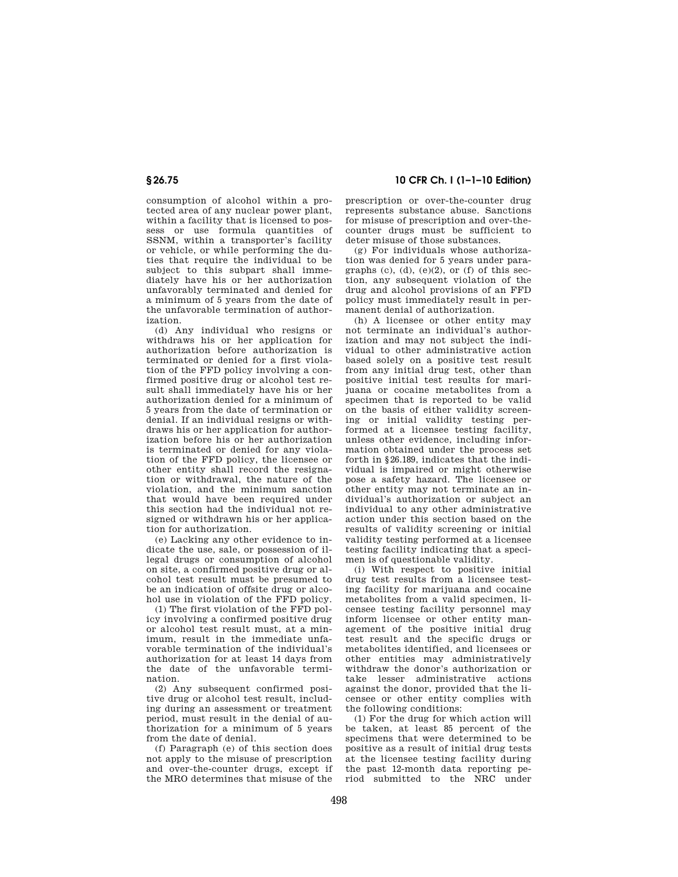consumption of alcohol within a protected area of any nuclear power plant, within a facility that is licensed to possess or use formula quantities of SSNM, within a transporter's facility or vehicle, or while performing the duties that require the individual to be subject to this subpart shall immediately have his or her authorization unfavorably terminated and denied for a minimum of 5 years from the date of the unfavorable termination of authorization.

(d) Any individual who resigns or withdraws his or her application for authorization before authorization is terminated or denied for a first violation of the FFD policy involving a confirmed positive drug or alcohol test result shall immediately have his or her authorization denied for a minimum of 5 years from the date of termination or denial. If an individual resigns or withdraws his or her application for authorization before his or her authorization is terminated or denied for any violation of the FFD policy, the licensee or other entity shall record the resignation or withdrawal, the nature of the violation, and the minimum sanction that would have been required under this section had the individual not resigned or withdrawn his or her application for authorization.

(e) Lacking any other evidence to indicate the use, sale, or possession of illegal drugs or consumption of alcohol on site, a confirmed positive drug or alcohol test result must be presumed to be an indication of offsite drug or alcohol use in violation of the FFD policy.

(1) The first violation of the FFD policy involving a confirmed positive drug or alcohol test result must, at a minimum, result in the immediate unfavorable termination of the individual's authorization for at least 14 days from the date of the unfavorable termination.

(2) Any subsequent confirmed positive drug or alcohol test result, including during an assessment or treatment period, must result in the denial of authorization for a minimum of 5 years from the date of denial.

(f) Paragraph (e) of this section does not apply to the misuse of prescription and over-the-counter drugs, except if the MRO determines that misuse of the prescription or over-the-counter drug represents substance abuse. Sanctions for misuse of prescription and over-the-counter drugs must be sufficient to deter misuse of those substances.

(g) For individuals whose authorization was denied for 5 years under paragraphs (c), (d), (e)(2), or (f) of this section, any subsequent violation of the drug and alcohol provisions of an FFD policy must immediately result in permanent denial of authorization.

(h) A licensee or other entity may not terminate an individual's authorization and may not subject the individual to other administrative action based solely on a positive test result from any initial drug test, other than positive initial test results for marijuana or cocaine metabolites from a specimen that is reported to be valid on the basis of either validity screening or initial validity testing performed at a licensee testing facility, unless other evidence, including information obtained under the process set forth in §26.189, indicates that the individual is impaired or might otherwise pose a safety hazard. The licensee or other entity may not terminate an individual's authorization or subject an individual to any other administrative action under this section based on the results of validity screening or initial validity testing performed at a licensee testing facility indicating that a specimen is of questionable validity.

(i) With respect to positive initial drug test results from a licensee testing facility for marijuana and cocaine metabolites from a valid specimen, licensee testing facility personnel may inform licensee or other entity management of the positive initial drug test result and the specific drugs or metabolites identified, and licensees or other entities may administratively withdraw the donor's authorization or take lesser administrative actions against the donor, provided that the licensee or other entity complies with the following conditions:

(1) For the drug for which action will be taken, at least 85 percent of the specimens that were determined to be positive as a result of initial drug tests at the licensee testing facility during the past 12-month data reporting period submitted to the NRC under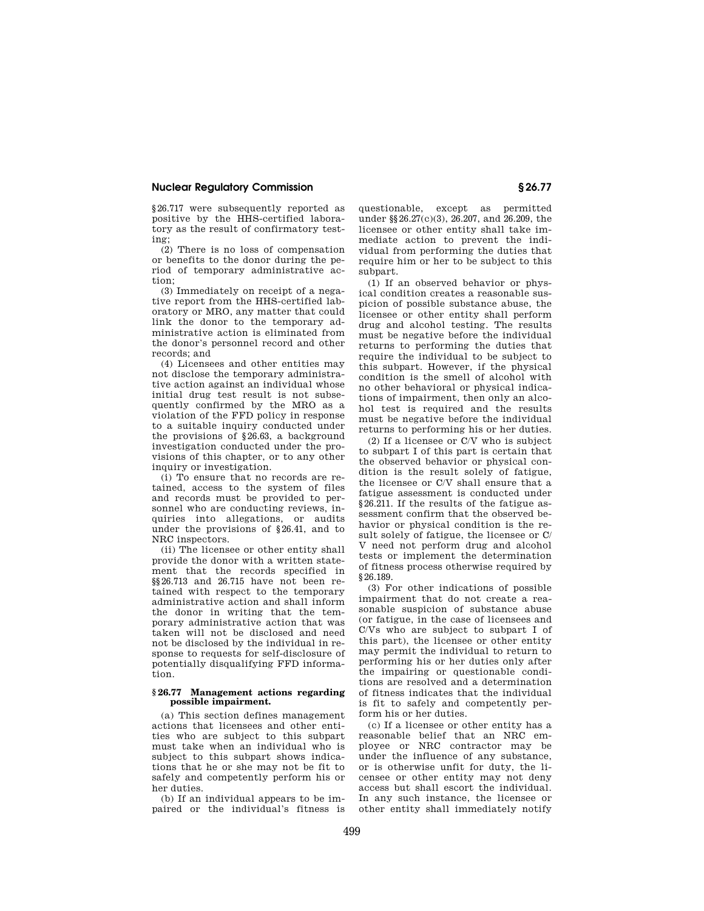§ 26.717 were subsequently reported as positive by the HHS-certified laboratory as the result of confirmatory testing;

(2) There is no loss of compensation or benefits to the donor during the period of temporary administrative action;

(3) Immediately on receipt of a negative report from the HHS-certified laboratory or MRO, any matter that could link the donor to the temporary administrative action is eliminated from the donor's personnel record and other records; and

(4) Licensees and other entities may not disclose the temporary administrative action against an individual whose initial drug test result is not subsequently confirmed by the MRO as a violation of the FFD policy in response to a suitable inquiry conducted under the provisions of § 26.63, a background investigation conducted under the provisions of this chapter, or to any other inquiry or investigation.

(i) To ensure that no records are retained, access to the system of files and records must be provided to personnel who are conducting reviews, inquiries into allegations, or audits under the provisions of § 26.41, and to NRC inspectors.

(ii) The licensee or other entity shall provide the donor with a written statement that the records specified in §§ 26.713 and 26.715 have not been retained with respect to the temporary administrative action and shall inform the donor in writing that the temporary administrative action that was taken will not be disclosed and need not be disclosed by the individual in response to requests for self-disclosure of potentially disqualifying FFD information.

### § 26.77 Management actions regarding possible impairment.

(a) This section defines management actions that licensees and other entities who are subject to this subpart must take when an individual who is subject to this subpart shows indications that he or she may not be fit to safely and competently perform his or her duties.

(b) If an individual appears to be impaired or the individual's fitness is questionable, except as permitted under §§ 26.27(c)(3), 26.207, and 26.209, the licensee or other entity shall take immediate action to prevent the individual from performing the duties that require him or her to be subject to this subpart.

(1) If an observed behavior or physical condition creates a reasonable suspicion of possible substance abuse, the licensee or other entity shall perform drug and alcohol testing. The results must be negative before the individual returns to performing the duties that require the individual to be subject to this subpart. However, if the physical condition is the smell of alcohol with no other behavioral or physical indications of impairment, then only an alcohol test is required and the results must be negative before the individual returns to performing his or her duties.

(2) If a licensee or C/V who is subject to subpart I of this part is certain that the observed behavior or physical condition is the result solely of fatigue, the licensee or C/V shall ensure that a fatigue assessment is conducted under § 26.211. If the results of the fatigue assessment confirm that the observed behavior or physical condition is the result solely of fatigue, the licensee or C/V need not perform drug and alcohol tests or implement the determination of fitness process otherwise required by § 26.189.

(3) For other indications of possible impairment that do not create a reasonable suspicion of substance abuse (or fatigue, in the case of licensees and C/Vs who are subject to subpart I of this part), the licensee or other entity may permit the individual to return to performing his or her duties only after the impairing or questionable conditions are resolved and a determination of fitness indicates that the individual is fit to safely and competently perform his or her duties.

(c) If a licensee or other entity has a reasonable belief that an NRC employee or NRC contractor may be under the influence of any substance, or is otherwise unfit for duty, the licensee or other entity may not deny access but shall escort the individual. In any such instance, the licensee or other entity shall immediately notify